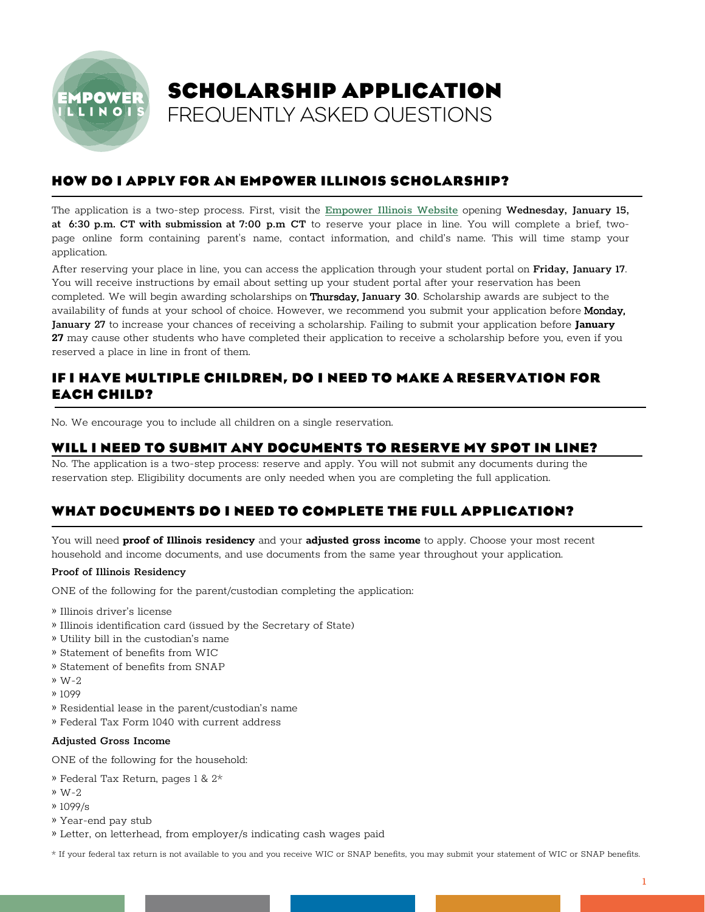# SCHOLARSHIP APPLICATION
FREQUENTLY ASKED QUESTIONS

## HOW DO I APPLY FOR AN EMPOWER ILLINOIS SCHOLARSHIP?

The application is a two-step process. First, visit the **Empower Illinois Website** opening **Wednesday, January 15, at 6:30 p.m. CT with submission at 7:00 p.m CT** to reserve your place in line. You will complete a brief, two-page online form containing parent's name, contact information, and child's name. This will time stamp your application.

After reserving your place in line, you can access the application through your student portal on **Friday, January 17**. You will receive instructions by email about setting up your student portal after your reservation has been completed. We will begin awarding scholarships on **Thursday, January 30**. Scholarship awards are subject to the availability of funds at your school of choice. However, we recommend you submit your application before **Monday, January 27** to increase your chances of receiving a scholarship. Failing to submit your application before **January 27** may cause other students who have completed their application to receive a scholarship before you, even if you reserved a place in line in front of them.

## IF I HAVE MULTIPLE CHILDREN, DO I NEED TO MAKE A RESERVATION FOR EACH CHILD?

No. We encourage you to include all children on a single reservation.

## WILL I NEED TO SUBMIT ANY DOCUMENTS TO RESERVE MY SPOT IN LINE?

No. The application is a two-step process: reserve and apply. You will not submit any documents during the reservation step. Eligibility documents are only needed when you are completing the full application.

## WHAT DOCUMENTS DO I NEED TO COMPLETE THE FULL APPLICATION?

You will need **proof of Illinois residency** and your **adjusted gross income** to apply. Choose your most recent household and income documents, and use documents from the same year throughout your application.

**Proof of Illinois Residency**

ONE of the following for the parent/custodian completing the application:

- Illinois driver's license
- Illinois identification card (issued by the Secretary of State)
- Utility bill in the custodian's name
- Statement of benefits from WIC
- Statement of benefits from SNAP
- W-2
- 1099
- Residential lease in the parent/custodian's name
- Federal Tax Form 1040 with current address

**Adjusted Gross Income**

ONE of the following for the household:

- Federal Tax Return, pages 1 & 2*
- W-2
- 1099/s
- Year-end pay stub
- Letter, on letterhead, from employer/s indicating cash wages paid

* If your federal tax return is not available to you and you receive WIC or SNAP benefits, you may submit your statement of WIC or SNAP benefits.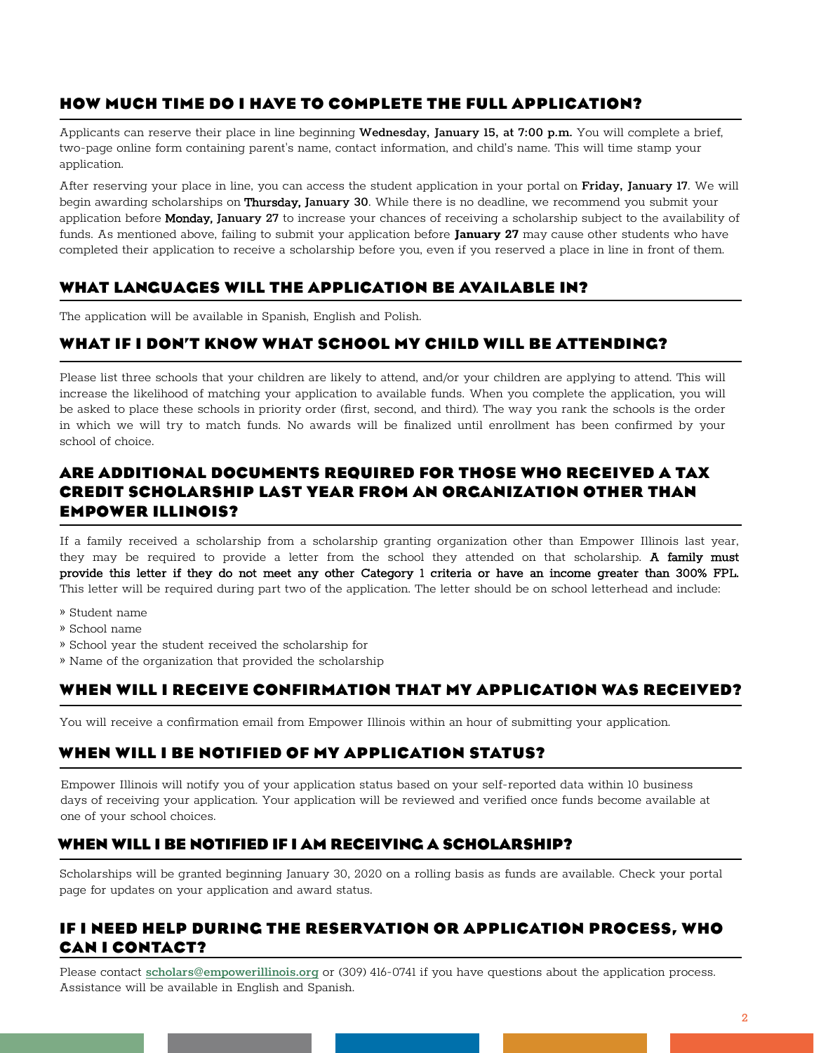## HOW MUCH TIME DO I HAVE TO COMPLETE THE FULL APPLICATION?

Applicants can reserve their place in line beginning **Wednesday, January 15, at 7:00 p.m.** You will complete a brief, two-page online form containing parent's name, contact information, and child's name. This will time stamp your application.

After reserving your place in line, you can access the student application in your portal on **Friday, January 17**. We will begin awarding scholarships on **Thursday, January 30**. While there is no deadline, we recommend you submit your application before **Monday, January 27** to increase your chances of receiving a scholarship subject to the availability of funds. As mentioned above, failing to submit your application before **January 27** may cause other students who have completed their application to receive a scholarship before you, even if you reserved a place in line in front of them.

## WHAT LANGUAGES WILL THE APPLICATION BE AVAILABLE IN?

The application will be available in Spanish, English and Polish.

## WHAT IF I DON'T KNOW WHAT SCHOOL MY CHILD WILL BE ATTENDING?

Please list three schools that your children are likely to attend, and/or your children are applying to attend. This will increase the likelihood of matching your application to available funds. When you complete the application, you will be asked to place these schools in priority order (first, second, and third). The way you rank the schools is the order in which we will try to match funds. No awards will be finalized until enrollment has been confirmed by your school of choice.

## ARE ADDITIONAL DOCUMENTS REQUIRED FOR THOSE WHO RECEIVED A TAX CREDIT SCHOLARSHIP LAST YEAR FROM AN ORGANIZATION OTHER THAN EMPOWER ILLINOIS?

If a family received a scholarship from a scholarship granting organization other than Empower Illinois last year, they may be required to provide a letter from the school they attended on that scholarship. **A family must provide this letter if they do not meet any other Category 1 criteria or have an income greater than 300% FPL.** This letter will be required during part two of the application. The letter should be on school letterhead and include:

- Student name
- School name
- School year the student received the scholarship for
- Name of the organization that provided the scholarship

## WHEN WILL I RECEIVE CONFIRMATION THAT MY APPLICATION WAS RECEIVED?

You will receive a confirmation email from Empower Illinois within an hour of submitting your application.

## WHEN WILL I BE NOTIFIED OF MY APPLICATION STATUS?

Empower Illinois will notify you of your application status based on your self-reported data within 10 business days of receiving your application. Your application will be reviewed and verified once funds become available at one of your school choices.

## WHEN WILL I BE NOTIFIED IF I AM RECEIVING A SCHOLARSHIP?

Scholarships will be granted beginning January 30, 2020 on a rolling basis as funds are available. Check your portal page for updates on your application and award status.

## IF I NEED HELP DURING THE RESERVATION OR APPLICATION PROCESS, WHO CAN I CONTACT?

Please contact [scholars@empowerillinois.org](mailto:scholars@empowerillinois.org) or (309) 416-0741 if you have questions about the application process. Assistance will be available in English and Spanish.